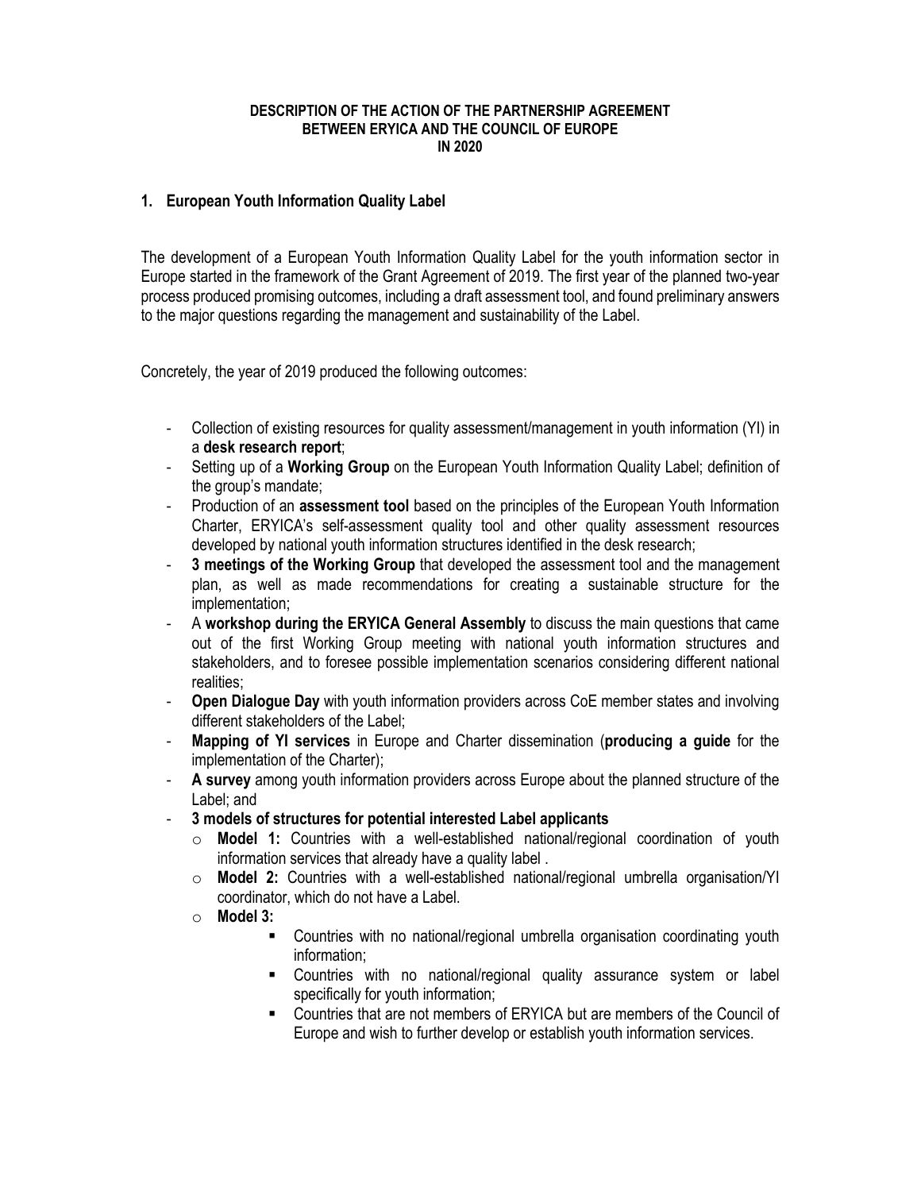**DESCRIPTION OF THE ACTION OF THE PARTNERSHIP AGREEMENT BETWEEN ERYICA AND THE COUNCIL OF EUROPE IN 2020**

## 1. European Youth Information Quality Label

The development of a European Youth Information Quality Label for the youth information sector in Europe started in the framework of the Grant Agreement of 2019. The first year of the planned two-year process produced promising outcomes, including a draft assessment tool, and found preliminary answers to the major questions regarding the management and sustainability of the Label.

Concretely, the year of 2019 produced the following outcomes:

- Collection of existing resources for quality assessment/management in youth information (YI) in a **desk research report**;
- Setting up of a **Working Group** on the European Youth Information Quality Label; definition of the group's mandate;
- Production of an **assessment tool** based on the principles of the European Youth Information Charter, ERYICA's self-assessment quality tool and other quality assessment resources developed by national youth information structures identified in the desk research;
- **3 meetings of the Working Group** that developed the assessment tool and the management plan, as well as made recommendations for creating a sustainable structure for the implementation;
- A **workshop during the ERYICA General Assembly** to discuss the main questions that came out of the first Working Group meeting with national youth information structures and stakeholders, and to foresee possible implementation scenarios considering different national realities;
- **Open Dialogue Day** with youth information providers across CoE member states and involving different stakeholders of the Label;
- **Mapping of YI services** in Europe and Charter dissemination (**producing a guide** for the implementation of the Charter);
- **A survey** among youth information providers across Europe about the planned structure of the Label; and
- **3 models of structures for potential interested Label applicants**
  - **Model 1:** Countries with a well-established national/regional coordination of youth information services that already have a quality label .
  - **Model 2:** Countries with a well-established national/regional umbrella organisation/YI coordinator, which do not have a Label.
  - **Model 3:**
    - Countries with no national/regional umbrella organisation coordinating youth information;
    - Countries with no national/regional quality assurance system or label specifically for youth information;
    - Countries that are not members of ERYICA but are members of the Council of Europe and wish to further develop or establish youth information services.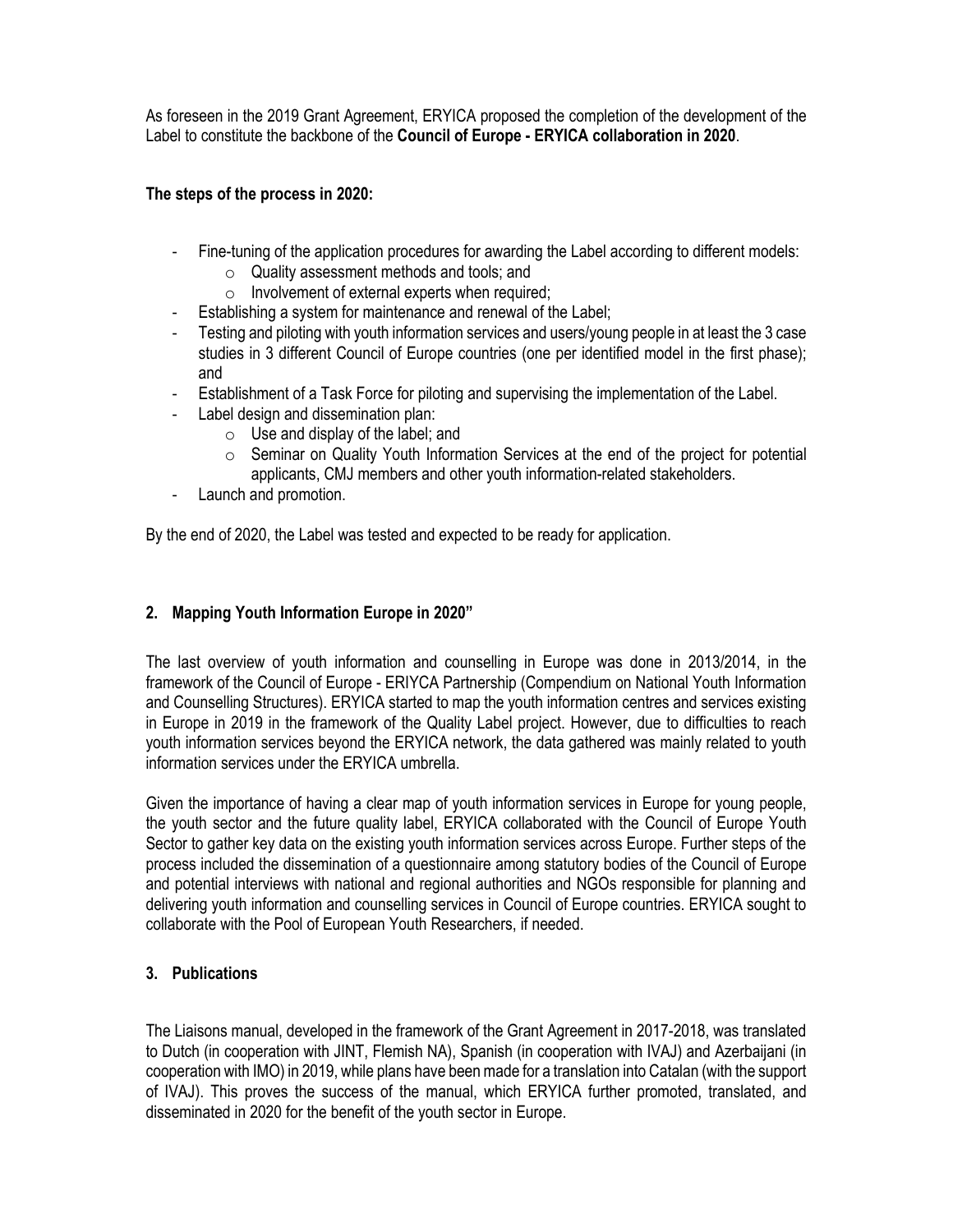As foreseen in the 2019 Grant Agreement, ERYICA proposed the completion of the development of the Label to constitute the backbone of the **Council of Europe - ERYICA collaboration in 2020**.

**The steps of the process in 2020:**

- Fine-tuning of the application procedures for awarding the Label according to different models:
    - Quality assessment methods and tools; and
    - Involvement of external experts when required;
- Establishing a system for maintenance and renewal of the Label;
- Testing and piloting with youth information services and users/young people in at least the 3 case studies in 3 different Council of Europe countries (one per identified model in the first phase); and
- Establishment of a Task Force for piloting and supervising the implementation of the Label.
- Label design and dissemination plan:
    - Use and display of the label; and
    - Seminar on Quality Youth Information Services at the end of the project for potential applicants, CMJ members and other youth information-related stakeholders.
- Launch and promotion.

By the end of 2020, the Label was tested and expected to be ready for application.

## 2. Mapping Youth Information Europe in 2020"

The last overview of youth information and counselling in Europe was done in 2013/2014, in the framework of the Council of Europe - ERIYCA Partnership (Compendium on National Youth Information and Counselling Structures). ERYICA started to map the youth information centres and services existing in Europe in 2019 in the framework of the Quality Label project. However, due to difficulties to reach youth information services beyond the ERYICA network, the data gathered was mainly related to youth information services under the ERYICA umbrella.

Given the importance of having a clear map of youth information services in Europe for young people, the youth sector and the future quality label, ERYICA collaborated with the Council of Europe Youth Sector to gather key data on the existing youth information services across Europe. Further steps of the process included the dissemination of a questionnaire among statutory bodies of the Council of Europe and potential interviews with national and regional authorities and NGOs responsible for planning and delivering youth information and counselling services in Council of Europe countries. ERYICA sought to collaborate with the Pool of European Youth Researchers, if needed.

## 3. Publications

The Liaisons manual, developed in the framework of the Grant Agreement in 2017-2018, was translated to Dutch (in cooperation with JINT, Flemish NA), Spanish (in cooperation with IVAJ) and Azerbaijani (in cooperation with IMO) in 2019, while plans have been made for a translation into Catalan (with the support of IVAJ). This proves the success of the manual, which ERYICA further promoted, translated, and disseminated in 2020 for the benefit of the youth sector in Europe.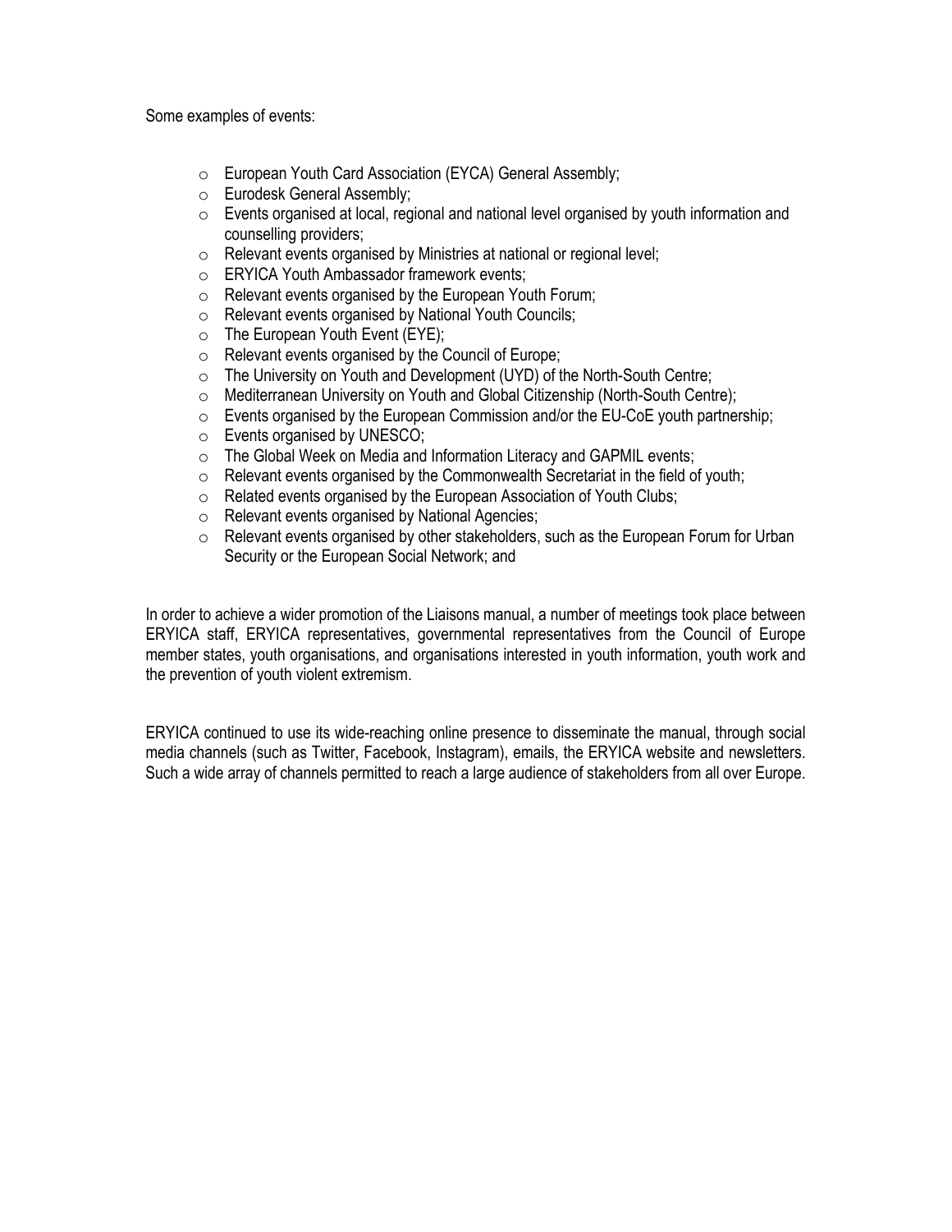Some examples of events:

- European Youth Card Association (EYCA) General Assembly;
- Eurodesk General Assembly;
- Events organised at local, regional and national level organised by youth information and counselling providers;
- Relevant events organised by Ministries at national or regional level;
- ERYICA Youth Ambassador framework events;
- Relevant events organised by the European Youth Forum;
- Relevant events organised by National Youth Councils;
- The European Youth Event (EYE);
- Relevant events organised by the Council of Europe;
- The University on Youth and Development (UYD) of the North-South Centre;
- Mediterranean University on Youth and Global Citizenship (North-South Centre);
- Events organised by the European Commission and/or the EU-CoE youth partnership;
- Events organised by UNESCO;
- The Global Week on Media and Information Literacy and GAPMIL events;
- Relevant events organised by the Commonwealth Secretariat in the field of youth;
- Related events organised by the European Association of Youth Clubs;
- Relevant events organised by National Agencies;
- Relevant events organised by other stakeholders, such as the European Forum for Urban Security or the European Social Network; and

In order to achieve a wider promotion of the Liaisons manual, a number of meetings took place between ERYICA staff, ERYICA representatives, governmental representatives from the Council of Europe member states, youth organisations, and organisations interested in youth information, youth work and the prevention of youth violent extremism.

ERYICA continued to use its wide-reaching online presence to disseminate the manual, through social media channels (such as Twitter, Facebook, Instagram), emails, the ERYICA website and newsletters. Such a wide array of channels permitted to reach a large audience of stakeholders from all over Europe.